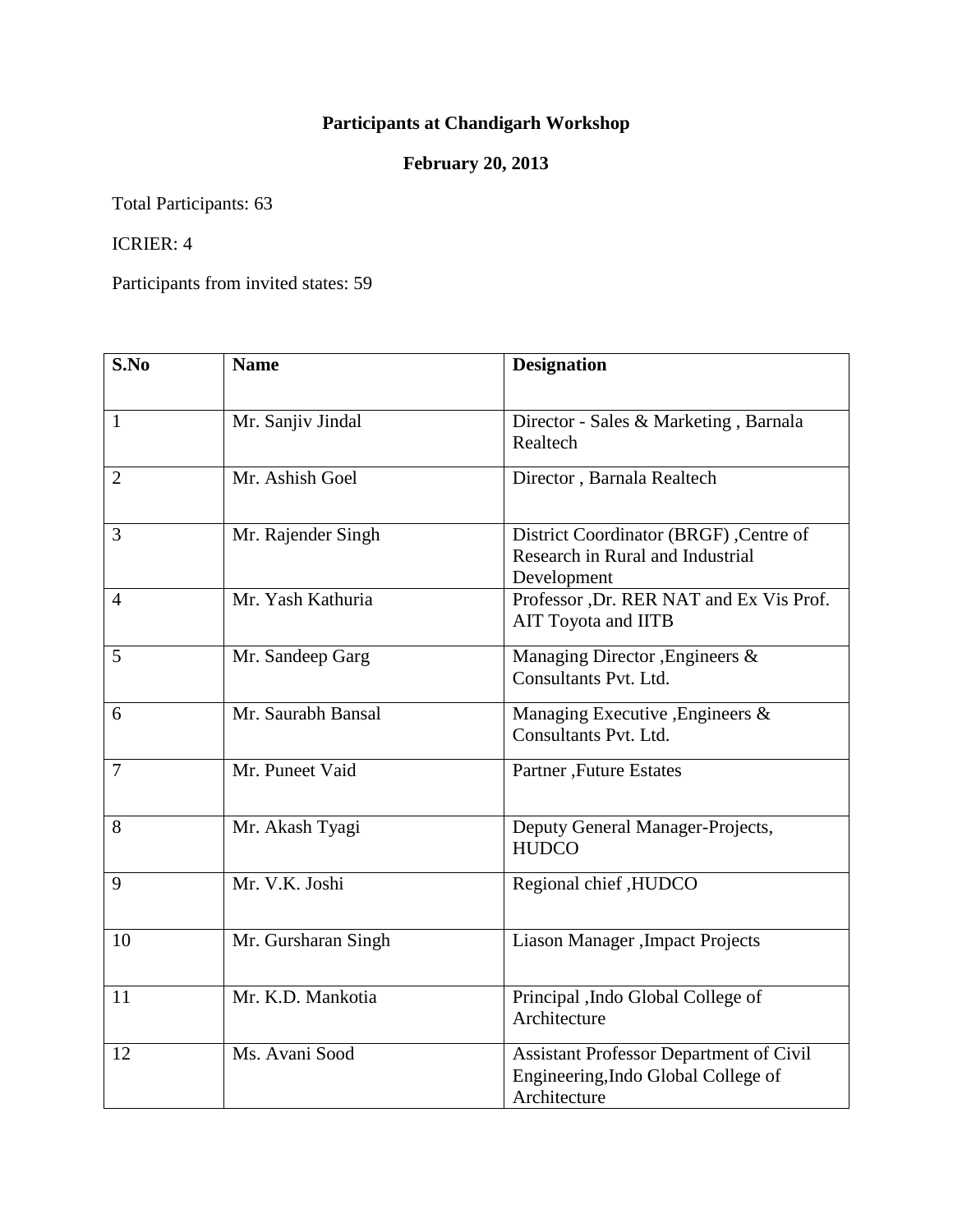# Participants at Chandigarh Workshop

## February 20, 2013

Total Participants: 63

ICRIER: 4

Participants from invited states: 59

| S.No | Name | Designation |
|---|---|---|
| 1 | Mr. Sanjiv Jindal | Director - Sales & Marketing , Barnala Realtech |
| 2 | Mr. Ashish Goel | Director , Barnala Realtech |
| 3 | Mr. Rajender Singh | District Coordinator (BRGF) ,Centre of Research in Rural and Industrial Development |
| 4 | Mr. Yash Kathuria | Professor ,Dr. RER NAT and Ex Vis Prof. AIT Toyota and IITB |
| 5 | Mr. Sandeep Garg | Managing Director ,Engineers & Consultants Pvt. Ltd. |
| 6 | Mr. Saurabh Bansal | Managing Executive ,Engineers & Consultants Pvt. Ltd. |
| 7 | Mr. Puneet Vaid | Partner ,Future Estates |
| 8 | Mr. Akash Tyagi | Deputy General Manager-Projects, HUDCO |
| 9 | Mr. V.K. Joshi | Regional chief ,HUDCO |
| 10 | Mr. Gursharan Singh | Liason Manager ,Impact Projects |
| 11 | Mr. K.D. Mankotia | Principal ,Indo Global College of Architecture |
| 12 | Ms. Avani Sood | Assistant Professor Department of Civil Engineering,Indo Global College of Architecture |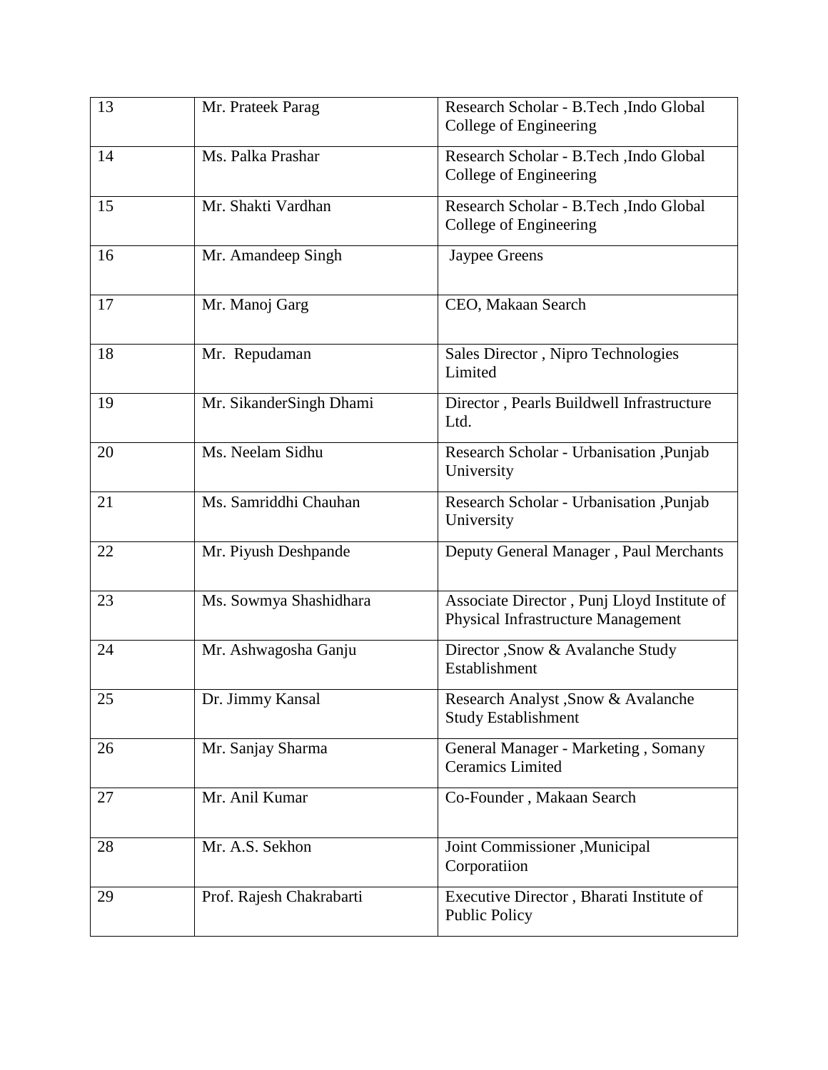| 13 | Mr. Prateek Parag | Research Scholar - B.Tech ,Indo Global College of Engineering |
|---|---|---|
| 14 | Ms. Palka Prashar | Research Scholar - B.Tech ,Indo Global College of Engineering |
| 15 | Mr. Shakti Vardhan | Research Scholar - B.Tech ,Indo Global College of Engineering |
| 16 | Mr. Amandeep Singh | Jaypee Greens |
| 17 | Mr. Manoj Garg | CEO, Makaan Search |
| 18 | Mr. Repudaman | Sales Director , Nipro Technologies Limited |
| 19 | Mr. SikanderSingh Dhami | Director , Pearls Buildwell Infrastructure Ltd. |
| 20 | Ms. Neelam Sidhu | Research Scholar - Urbanisation ,Punjab University |
| 21 | Ms. Samriddhi Chauhan | Research Scholar - Urbanisation ,Punjab University |
| 22 | Mr. Piyush Deshpande | Deputy General Manager , Paul Merchants |
| 23 | Ms. Sowmya Shashidhara | Associate Director , Punj Lloyd Institute of Physical Infrastructure Management |
| 24 | Mr. Ashwagosha Ganju | Director ,Snow & Avalanche Study Establishment |
| 25 | Dr. Jimmy Kansal | Research Analyst ,Snow & Avalanche Study Establishment |
| 26 | Mr. Sanjay Sharma | General Manager - Marketing , Somany Ceramics Limited |
| 27 | Mr. Anil Kumar | Co-Founder , Makaan Search |
| 28 | Mr. A.S. Sekhon | Joint Commissioner ,Municipal Corporatiion |
| 29 | Prof. Rajesh Chakrabarti | Executive Director , Bharati Institute of Public Policy |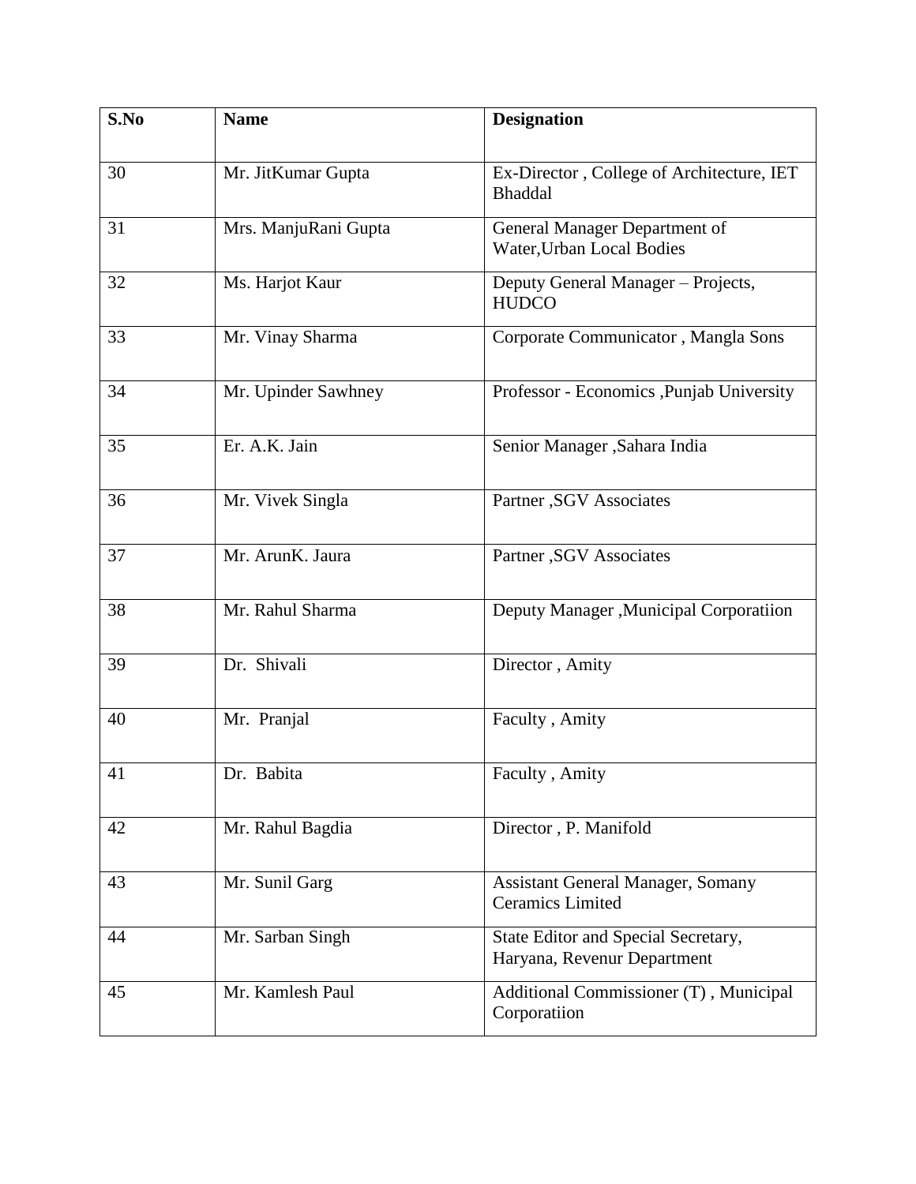| S.No | Name | Designation |
|---|---|---|
| 30 | Mr. JitKumar Gupta | Ex-Director , College of Architecture, IET Bhaddal |
| 31 | Mrs. ManjuRani Gupta | General Manager Department of Water,Urban Local Bodies |
| 32 | Ms. Harjot Kaur | Deputy General Manager – Projects, HUDCO |
| 33 | Mr. Vinay Sharma | Corporate Communicator , Mangla Sons |
| 34 | Mr. Upinder Sawhney | Professor - Economics ,Punjab University |
| 35 | Er. A.K. Jain | Senior Manager ,Sahara India |
| 36 | Mr. Vivek Singla | Partner ,SGV Associates |
| 37 | Mr. ArunK. Jaura | Partner ,SGV Associates |
| 38 | Mr. Rahul Sharma | Deputy Manager ,Municipal Corporatiion |
| 39 | Dr. Shivali | Director , Amity |
| 40 | Mr. Pranjal | Faculty , Amity |
| 41 | Dr. Babita | Faculty , Amity |
| 42 | Mr. Rahul Bagdia | Director , P. Manifold |
| 43 | Mr. Sunil Garg | Assistant General Manager, Somany Ceramics Limited |
| 44 | Mr. Sarban Singh | State Editor and Special Secretary, Haryana, Revenur Department |
| 45 | Mr. Kamlesh Paul | Additional Commissioner (T) , Municipal Corporatiion |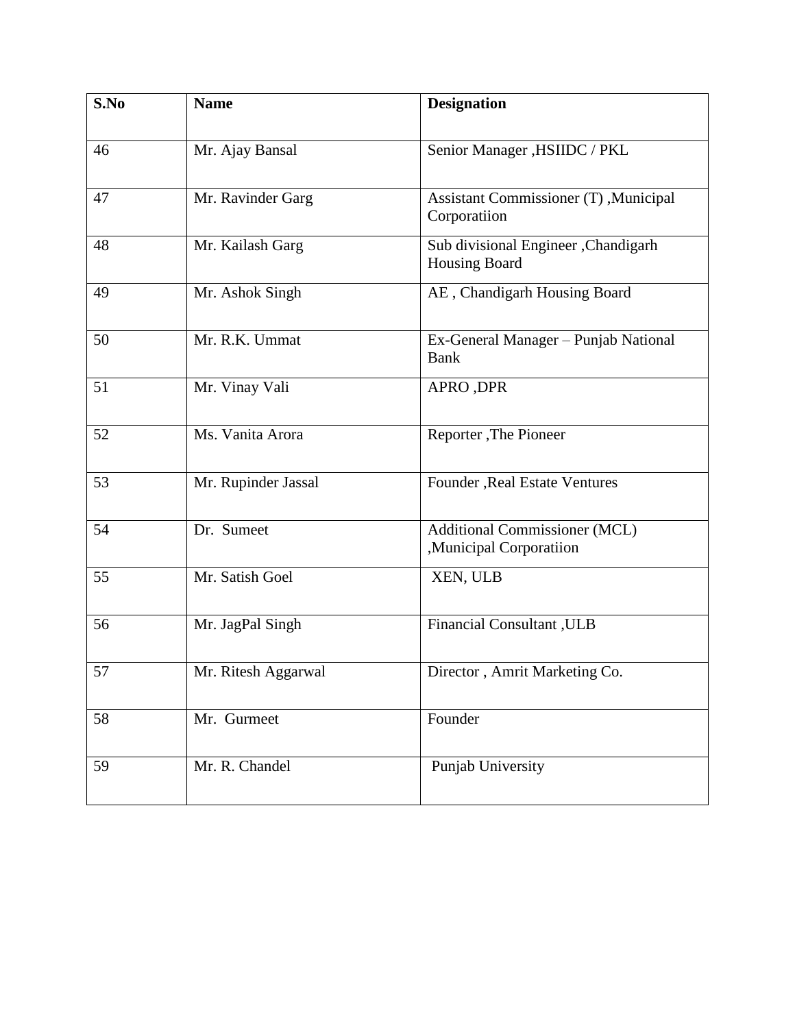| S.No | Name | Designation |
|---|---|---|
| 46 | Mr. Ajay Bansal | Senior Manager ,HSIIDC / PKL |
| 47 | Mr. Ravinder Garg | Assistant Commissioner (T) ,Municipal Corporatiion |
| 48 | Mr. Kailash Garg | Sub divisional Engineer ,Chandigarh Housing Board |
| 49 | Mr. Ashok Singh | AE , Chandigarh Housing Board |
| 50 | Mr. R.K. Ummat | Ex-General Manager – Punjab National Bank |
| 51 | Mr. Vinay Vali | APRO ,DPR |
| 52 | Ms. Vanita Arora | Reporter ,The Pioneer |
| 53 | Mr. Rupinder Jassal | Founder ,Real Estate Ventures |
| 54 | Dr. Sumeet | Additional Commissioner (MCL) ,Municipal Corporatiion |
| 55 | Mr. Satish Goel | XEN, ULB |
| 56 | Mr. JagPal Singh | Financial Consultant ,ULB |
| 57 | Mr. Ritesh Aggarwal | Director , Amrit Marketing Co. |
| 58 | Mr. Gurmeet | Founder |
| 59 | Mr. R. Chandel | Punjab University |